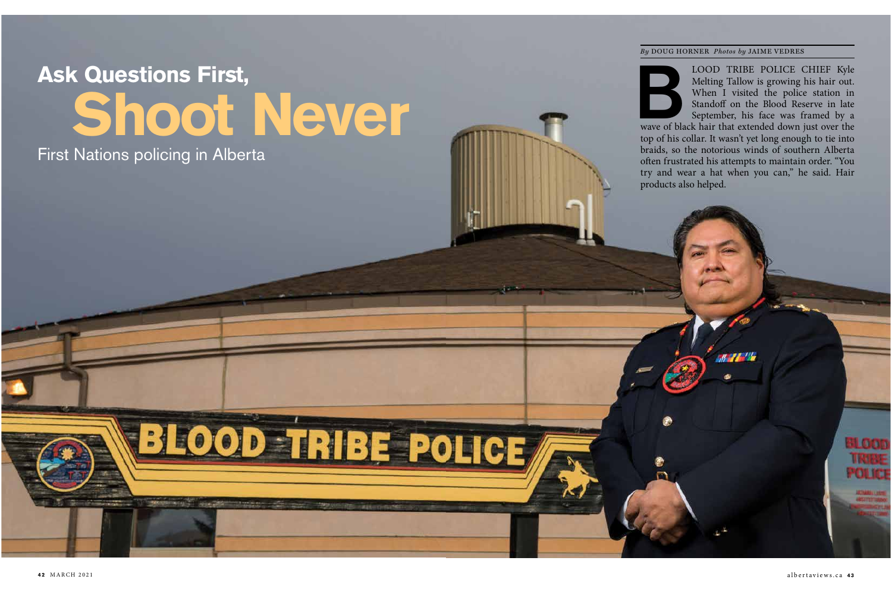# Ask Questions First, Shoot Never

## First Nations policing in Alberta

*By* DOUG HORNER *Photos by* JAIME VEDRES

BLOOD TRIBE POLICE CHIEF Kyle Melting Tallow is growing his hair out. When I visited the police station in Standoff on the Blood Reserve in late September, his face was framed by a wave of black hair that extended down just over the top of his collar. It wasn't yet long enough to tie into braids, so the notorious winds of southern Alberta often frustrated his attempts to maintain order. "You try and wear a hat when you can," he said. Hair products also helped.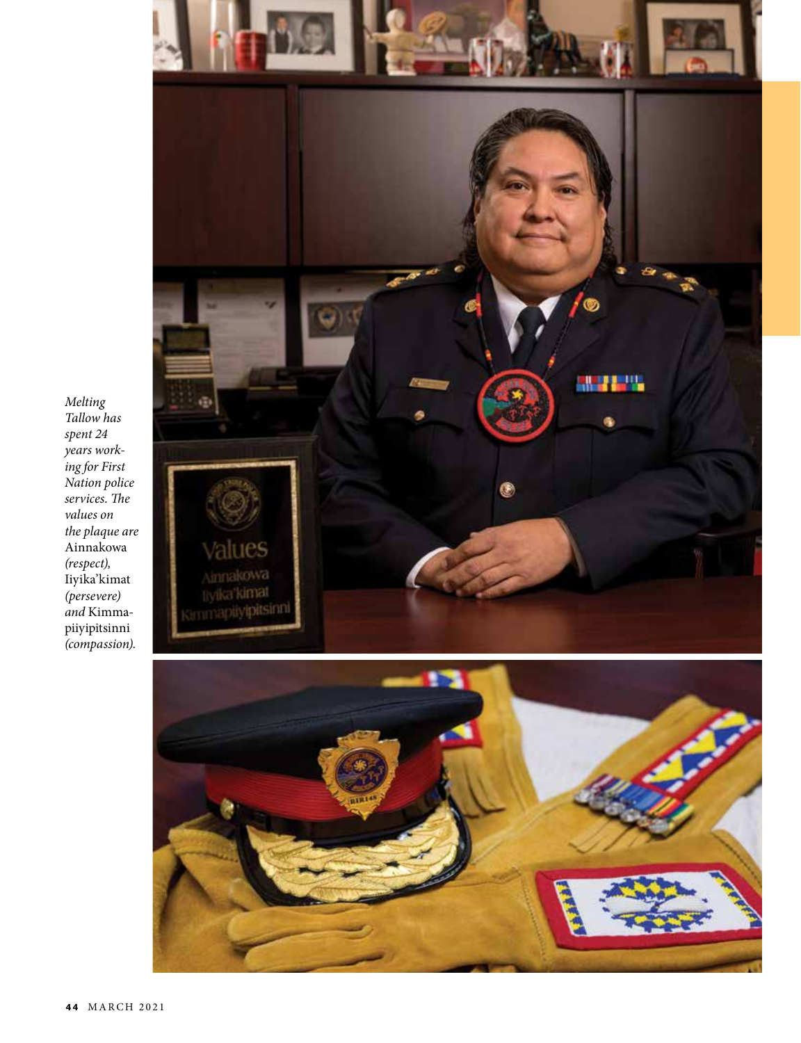*Melting Tallow has spent 24 years working for First Nation police services. The values on the plaque are* Ainnakowa *(respect),* Iiyika'kimat *(persevere) and* Kimmapiiyipitsinni *(compassion).*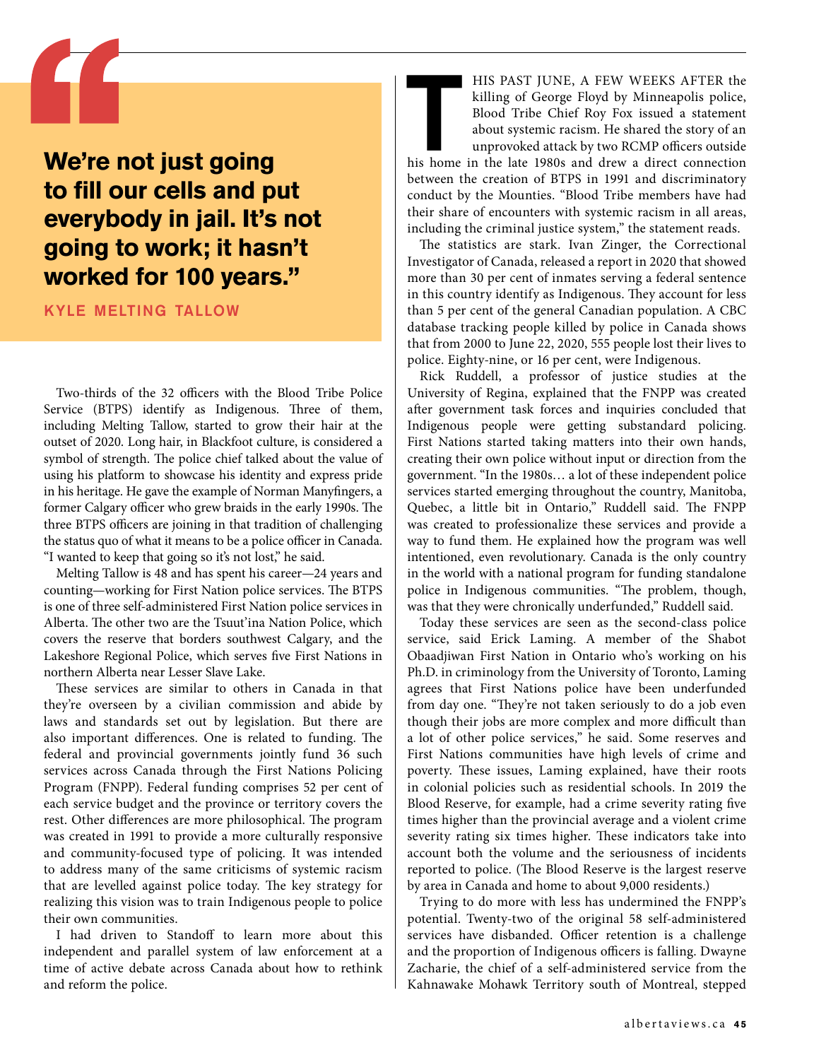> **We're not just going to fill our cells and put everybody in jail. It's not going to work; it hasn't worked for 100 years."**
>
> KYLE MELTING TALLOW

Two-thirds of the 32 officers with the Blood Tribe Police Service (BTPS) identify as Indigenous. Three of them, including Melting Tallow, started to grow their hair at the outset of 2020. Long hair, in Blackfoot culture, is considered a symbol of strength. The police chief talked about the value of using his platform to showcase his identity and express pride in his heritage. He gave the example of Norman Manyfingers, a former Calgary officer who grew braids in the early 1990s. The three BTPS officers are joining in that tradition of challenging the status quo of what it means to be a police officer in Canada. "I wanted to keep that going so it's not lost," he said.

Melting Tallow is 48 and has spent his career—24 years and counting—working for First Nation police services. The BTPS is one of three self-administered First Nation police services in Alberta. The other two are the Tsuut'ina Nation Police, which covers the reserve that borders southwest Calgary, and the Lakeshore Regional Police, which serves five First Nations in northern Alberta near Lesser Slave Lake.

These services are similar to others in Canada in that they're overseen by a civilian commission and abide by laws and standards set out by legislation. But there are also important differences. One is related to funding. The federal and provincial governments jointly fund 36 such services across Canada through the First Nations Policing Program (FNPP). Federal funding comprises 52 per cent of each service budget and the province or territory covers the rest. Other differences are more philosophical. The program was created in 1991 to provide a more culturally responsive and community-focused type of policing. It was intended to address many of the same criticisms of systemic racism that are levelled against police today. The key strategy for realizing this vision was to train Indigenous people to police their own communities.

I had driven to Standoff to learn more about this independent and parallel system of law enforcement at a time of active debate across Canada about how to rethink and reform the police.

THIS PAST JUNE, A FEW WEEKS AFTER the killing of George Floyd by Minneapolis police, Blood Tribe Chief Roy Fox issued a statement about systemic racism. He shared the story of an unprovoked attack by two RCMP officers outside his home in the late 1980s and drew a direct connection between the creation of BTPS in 1991 and discriminatory conduct by the Mounties. "Blood Tribe members have had their share of encounters with systemic racism in all areas, including the criminal justice system," the statement reads.

The statistics are stark. Ivan Zinger, the Correctional Investigator of Canada, released a report in 2020 that showed more than 30 per cent of inmates serving a federal sentence in this country identify as Indigenous. They account for less than 5 per cent of the general Canadian population. A CBC database tracking people killed by police in Canada shows that from 2000 to June 22, 2020, 555 people lost their lives to police. Eighty-nine, or 16 per cent, were Indigenous.

Rick Ruddell, a professor of justice studies at the University of Regina, explained that the FNPP was created after government task forces and inquiries concluded that Indigenous people were getting substandard policing. First Nations started taking matters into their own hands, creating their own police without input or direction from the government. "In the 1980s… a lot of these independent police services started emerging throughout the country, Manitoba, Quebec, a little bit in Ontario," Ruddell said. The FNPP was created to professionalize these services and provide a way to fund them. He explained how the program was well intentioned, even revolutionary. Canada is the only country in the world with a national program for funding standalone police in Indigenous communities. "The problem, though, was that they were chronically underfunded," Ruddell said.

Today these services are seen as the second-class police service, said Erick Laming. A member of the Shabot Obaadjiwan First Nation in Ontario who's working on his Ph.D. in criminology from the University of Toronto, Laming agrees that First Nations police have been underfunded from day one. "They're not taken seriously to do a job even though their jobs are more complex and more difficult than a lot of other police services," he said. Some reserves and First Nations communities have high levels of crime and poverty. These issues, Laming explained, have their roots in colonial policies such as residential schools. In 2019 the Blood Reserve, for example, had a crime severity rating five times higher than the provincial average and a violent crime severity rating six times higher. These indicators take into account both the volume and the seriousness of incidents reported to police. (The Blood Reserve is the largest reserve by area in Canada and home to about 9,000 residents.)

Trying to do more with less has undermined the FNPP's potential. Twenty-two of the original 58 self-administered services have disbanded. Officer retention is a challenge and the proportion of Indigenous officers is falling. Dwayne Zacharie, the chief of a self-administered service from the Kahnawake Mohawk Territory south of Montreal, stepped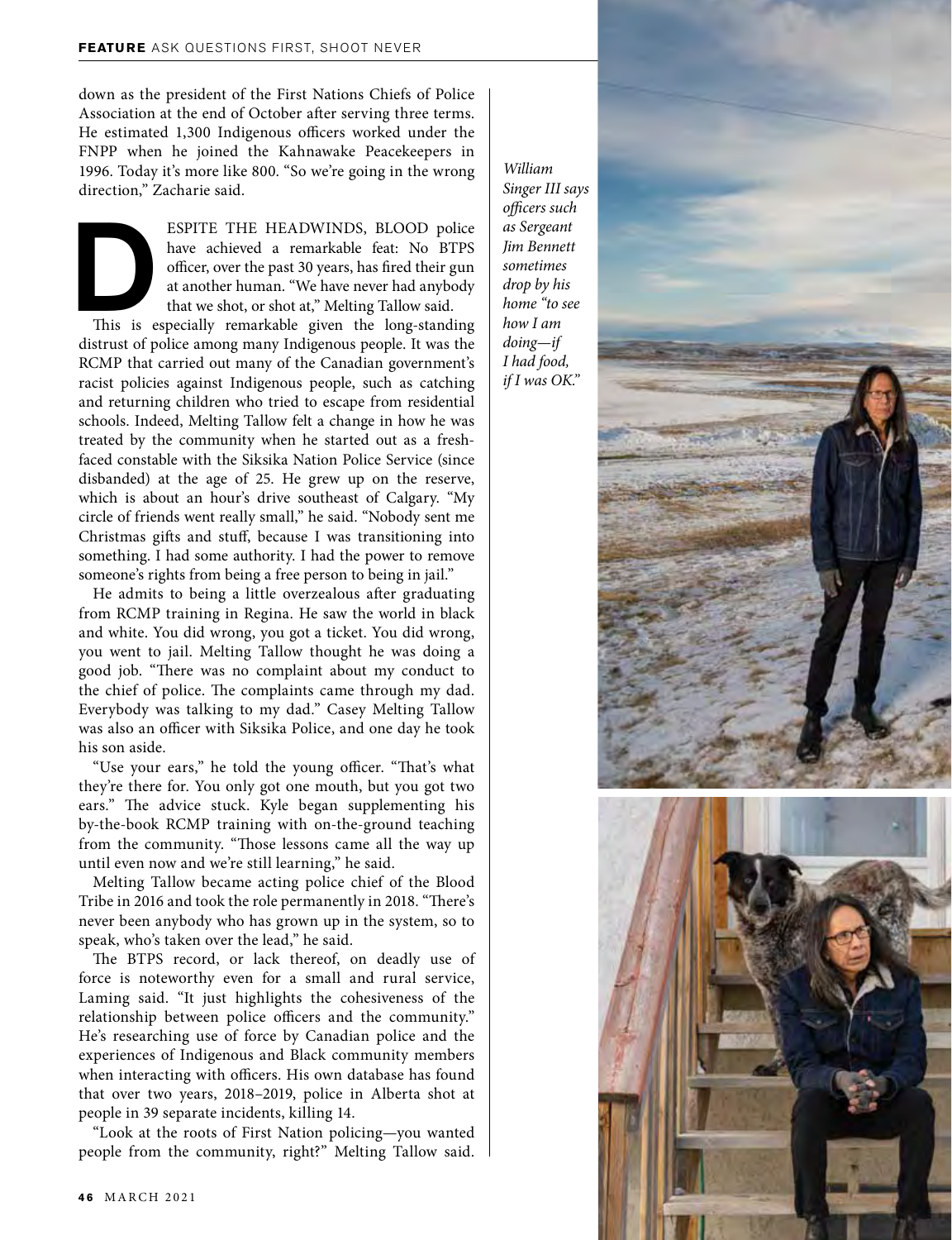down as the president of the First Nations Chiefs of Police Association at the end of October after serving three terms. He estimated 1,300 Indigenous officers worked under the FNPP when he joined the Kahnawake Peacekeepers in 1996. Today it's more like 800. "So we're going in the wrong direction," Zacharie said.

DESPITE THE HEADWINDS, BLOOD police have achieved a remarkable feat: No BTPS officer, over the past 30 years, has fired their gun at another human. "We have never had anybody that we shot, or shot at," Melting Tallow said.

This is especially remarkable given the long-standing distrust of police among many Indigenous people. It was the RCMP that carried out many of the Canadian government's racist policies against Indigenous people, such as catching and returning children who tried to escape from residential schools. Indeed, Melting Tallow felt a change in how he was treated by the community when he started out as a fresh-faced constable with the Siksika Nation Police Service (since disbanded) at the age of 25. He grew up on the reserve, which is about an hour's drive southeast of Calgary. "My circle of friends went really small," he said. "Nobody sent me Christmas gifts and stuff, because I was transitioning into something. I had some authority. I had the power to remove someone's rights from being a free person to being in jail."

He admits to being a little overzealous after graduating from RCMP training in Regina. He saw the world in black and white. You did wrong, you got a ticket. You did wrong, you went to jail. Melting Tallow thought he was doing a good job. "There was no complaint about my conduct to the chief of police. The complaints came through my dad. Everybody was talking to my dad." Casey Melting Tallow was also an officer with Siksika Police, and one day he took his son aside.

"Use your ears," he told the young officer. "That's what they're there for. You only got one mouth, but you got two ears." The advice stuck. Kyle began supplementing his by-the-book RCMP training with on-the-ground teaching from the community. "Those lessons came all the way up until even now and we're still learning," he said.

Melting Tallow became acting police chief of the Blood Tribe in 2016 and took the role permanently in 2018. "There's never been anybody who has grown up in the system, so to speak, who's taken over the lead," he said.

The BTPS record, or lack thereof, on deadly use of force is noteworthy even for a small and rural service, Laming said. "It just highlights the cohesiveness of the relationship between police officers and the community." He's researching use of force by Canadian police and the experiences of Indigenous and Black community members when interacting with officers. His own database has found that over two years, 2018–2019, police in Alberta shot at people in 39 separate incidents, killing 14.

"Look at the roots of First Nation policing—you wanted people from the community, right?" Melting Tallow said.

*William Singer III says officers such as Sergeant Jim Bennett sometimes drop by his home "to see how I am doing—if I had food, if I was OK."*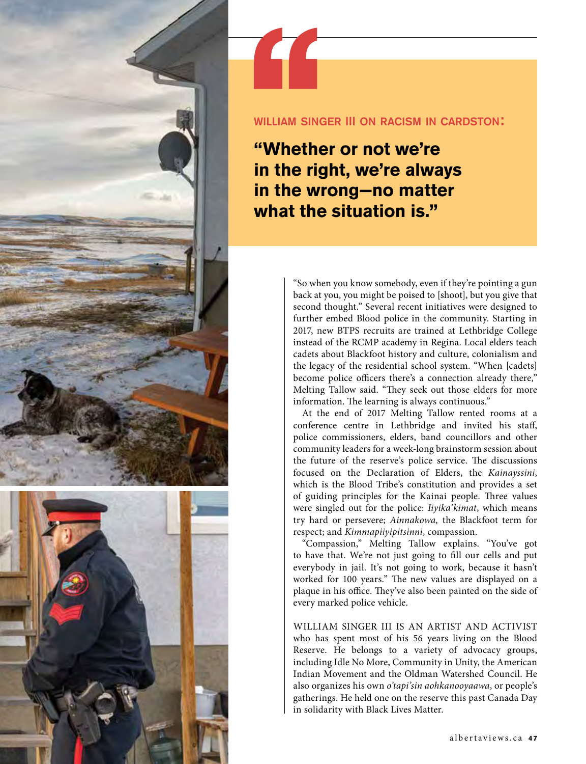**WILLIAM SINGER III ON RACISM IN CARDSTON:**

## "Whether or not we're in the right, we're always in the wrong—no matter what the situation is."

"So when you know somebody, even if they're pointing a gun back at you, you might be poised to [shoot], but you give that second thought." Several recent initiatives were designed to further embed Blood police in the community. Starting in 2017, new BTPS recruits are trained at Lethbridge College instead of the RCMP academy in Regina. Local elders teach cadets about Blackfoot history and culture, colonialism and the legacy of the residential school system. "When [cadets] become police officers there's a connection already there," Melting Tallow said. "They seek out those elders for more information. The learning is always continuous."

At the end of 2017 Melting Tallow rented rooms at a conference centre in Lethbridge and invited his staff, police commissioners, elders, band councillors and other community leaders for a week-long brainstorm session about the future of the reserve's police service. The discussions focused on the Declaration of Elders, the *Kainayssini*, which is the Blood Tribe's constitution and provides a set of guiding principles for the Kainai people. Three values were singled out for the police: *Iiyika'kimat*, which means try hard or persevere; *Ainnakowa,* the Blackfoot term for respect; and *Kimmapiiyipitsinni*, compassion.

"Compassion," Melting Tallow explains. "You've got to have that. We're not just going to fill our cells and put everybody in jail. It's not going to work, because it hasn't worked for 100 years." The new values are displayed on a plaque in his office. They've also been painted on the side of every marked police vehicle.

WILLIAM SINGER III IS AN ARTIST AND ACTIVIST who has spent most of his 56 years living on the Blood Reserve. He belongs to a variety of advocacy groups, including Idle No More, Community in Unity, the American Indian Movement and the Oldman Watershed Council. He also organizes his own *o'tapi'sin aohkanooyaawa*, or people's gatherings. He held one on the reserve this past Canada Day in solidarity with Black Lives Matter.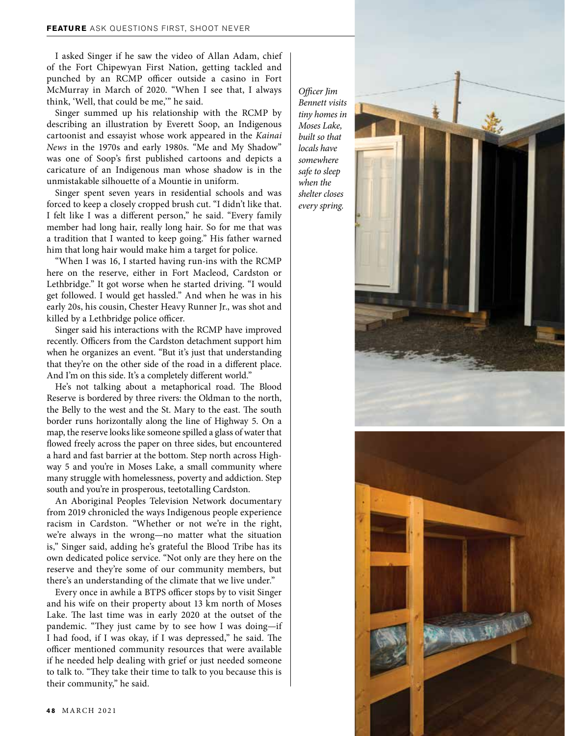I asked Singer if he saw the video of Allan Adam, chief of the Fort Chipewyan First Nation, getting tackled and punched by an RCMP officer outside a casino in Fort McMurray in March of 2020. "When I see that, I always think, 'Well, that could be me,'" he said.

Singer summed up his relationship with the RCMP by describing an illustration by Everett Soop, an Indigenous cartoonist and essayist whose work appeared in the *Kainai News* in the 1970s and early 1980s. "Me and My Shadow" was one of Soop's first published cartoons and depicts a caricature of an Indigenous man whose shadow is in the unmistakable silhouette of a Mountie in uniform.

Singer spent seven years in residential schools and was forced to keep a closely cropped brush cut. "I didn't like that. I felt like I was a different person," he said. "Every family member had long hair, really long hair. So for me that was a tradition that I wanted to keep going." His father warned him that long hair would make him a target for police.

"When I was 16, I started having run-ins with the RCMP here on the reserve, either in Fort Macleod, Cardston or Lethbridge." It got worse when he started driving. "I would get followed. I would get hassled." And when he was in his early 20s, his cousin, Chester Heavy Runner Jr., was shot and killed by a Lethbridge police officer.

Singer said his interactions with the RCMP have improved recently. Officers from the Cardston detachment support him when he organizes an event. "But it's just that understanding that they're on the other side of the road in a different place. And I'm on this side. It's a completely different world."

He's not talking about a metaphorical road. The Blood Reserve is bordered by three rivers: the Oldman to the north, the Belly to the west and the St. Mary to the east. The south border runs horizontally along the line of Highway 5. On a map, the reserve looks like someone spilled a glass of water that flowed freely across the paper on three sides, but encountered a hard and fast barrier at the bottom. Step north across Highway 5 and you're in Moses Lake, a small community where many struggle with homelessness, poverty and addiction. Step south and you're in prosperous, teetotalling Cardston.

An Aboriginal Peoples Television Network documentary from 2019 chronicled the ways Indigenous people experience racism in Cardston. "Whether or not we're in the right, we're always in the wrong—no matter what the situation is," Singer said, adding he's grateful the Blood Tribe has its own dedicated police service. "Not only are they here on the reserve and they're some of our community members, but there's an understanding of the climate that we live under."

Every once in awhile a BTPS officer stops by to visit Singer and his wife on their property about 13 km north of Moses Lake. The last time was in early 2020 at the outset of the pandemic. "They just came by to see how I was doing—if I had food, if I was okay, if I was depressed," he said. The officer mentioned community resources that were available if he needed help dealing with grief or just needed someone to talk to. "They take their time to talk to you because this is their community," he said.

*Officer Jim Bennett visits tiny homes in Moses Lake, built so that locals have somewhere safe to sleep when the shelter closes every spring.*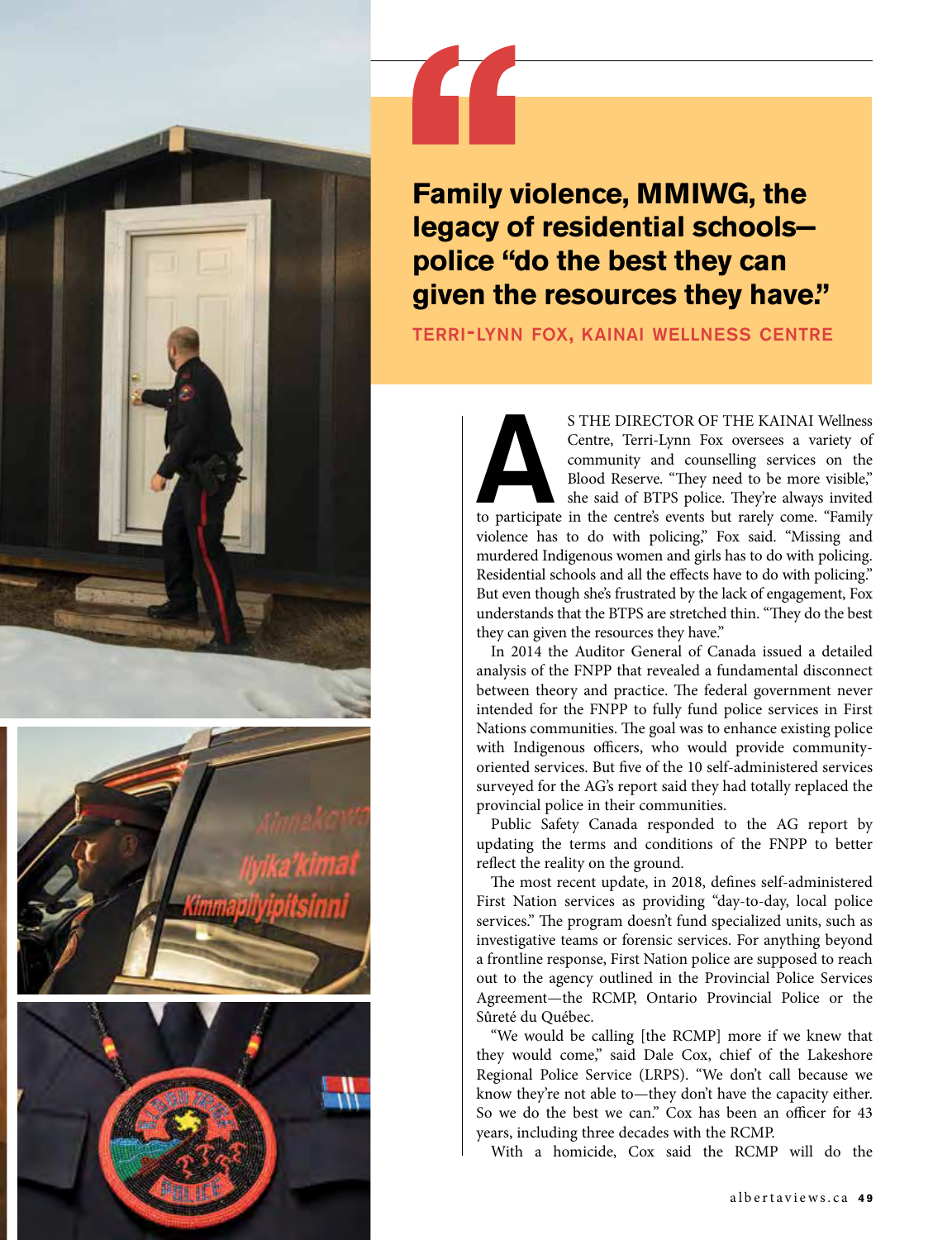> **Family violence, MMIWG, the legacy of residential schools—police "do the best they can given the resources they have."**
>
> TERRI-LYNN FOX, KAINAI WELLNESS CENTRE

AS THE DIRECTOR OF THE KAINAI Wellness Centre, Terri-Lynn Fox oversees a variety of community and counselling services on the Blood Reserve. "They need to be more visible," she said of BTPS police. They're always invited to participate in the centre's events but rarely come. "Family violence has to do with policing," Fox said. "Missing and murdered Indigenous women and girls has to do with policing. Residential schools and all the effects have to do with policing." But even though she's frustrated by the lack of engagement, Fox understands that the BTPS are stretched thin. "They do the best they can given the resources they have."

In 2014 the Auditor General of Canada issued a detailed analysis of the FNPP that revealed a fundamental disconnect between theory and practice. The federal government never intended for the FNPP to fully fund police services in First Nations communities. The goal was to enhance existing police with Indigenous officers, who would provide community-oriented services. But five of the 10 self-administered services surveyed for the AG's report said they had totally replaced the provincial police in their communities.

Public Safety Canada responded to the AG report by updating the terms and conditions of the FNPP to better reflect the reality on the ground.

The most recent update, in 2018, defines self-administered First Nation services as providing "day-to-day, local police services." The program doesn't fund specialized units, such as investigative teams or forensic services. For anything beyond a frontline response, First Nation police are supposed to reach out to the agency outlined in the Provincial Police Services Agreement—the RCMP, Ontario Provincial Police or the Sûreté du Québec.

"We would be calling [the RCMP] more if we knew that they would come," said Dale Cox, chief of the Lakeshore Regional Police Service (LRPS). "We don't call because we know they're not able to—they don't have the capacity either. So we do the best we can." Cox has been an officer for 43 years, including three decades with the RCMP.

With a homicide, Cox said the RCMP will do the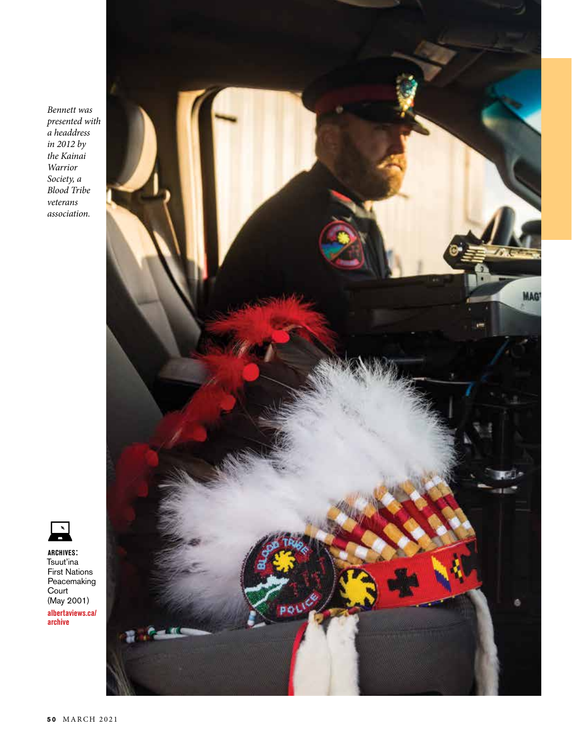*Bennett was presented with a headdress in 2012 by the Kainai Warrior Society, a Blood Tribe veterans association.*

**ARCHIVES:** Tsuut'ina First Nations Peacemaking Court (May 2001)
**albertaviews.ca/archive**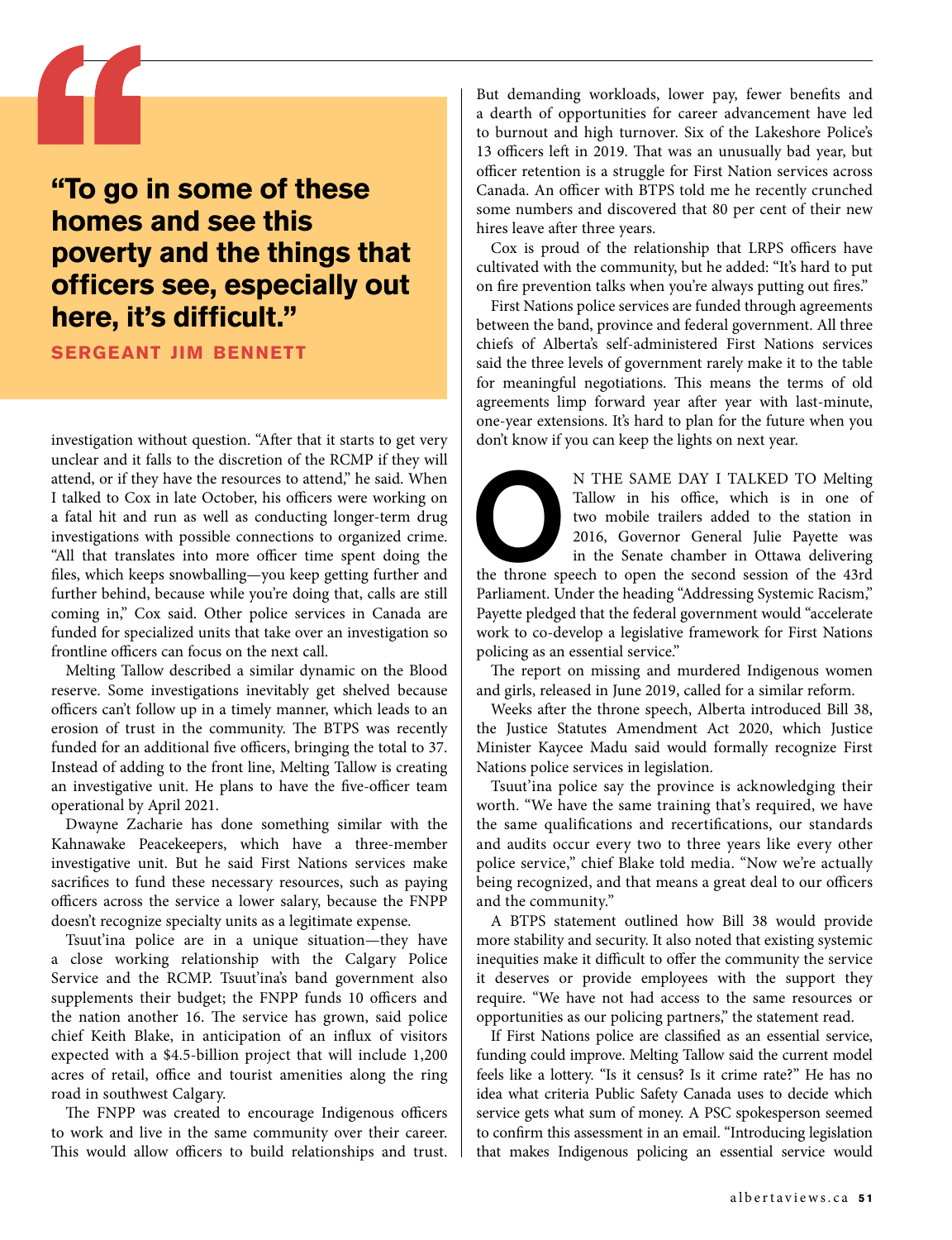> **"To go in some of these homes and see this poverty and the things that officers see, especially out here, it's difficult."**
>
> **SERGEANT JIM BENNETT**

investigation without question. "After that it starts to get very unclear and it falls to the discretion of the RCMP if they will attend, or if they have the resources to attend," he said. When I talked to Cox in late October, his officers were working on a fatal hit and run as well as conducting longer-term drug investigations with possible connections to organized crime. "All that translates into more officer time spent doing the files, which keeps snowballing—you keep getting further and further behind, because while you're doing that, calls are still coming in," Cox said. Other police services in Canada are funded for specialized units that take over an investigation so frontline officers can focus on the next call.

Melting Tallow described a similar dynamic on the Blood reserve. Some investigations inevitably get shelved because officers can't follow up in a timely manner, which leads to an erosion of trust in the community. The BTPS was recently funded for an additional five officers, bringing the total to 37. Instead of adding to the front line, Melting Tallow is creating an investigative unit. He plans to have the five-officer team operational by April 2021.

Dwayne Zacharie has done something similar with the Kahnawake Peacekeepers, which have a three-member investigative unit. But he said First Nations services make sacrifices to fund these necessary resources, such as paying officers across the service a lower salary, because the FNPP doesn't recognize specialty units as a legitimate expense.

Tsuut'ina police are in a unique situation—they have a close working relationship with the Calgary Police Service and the RCMP. Tsuut'ina's band government also supplements their budget; the FNPP funds 10 officers and the nation another 16. The service has grown, said police chief Keith Blake, in anticipation of an influx of visitors expected with a $4.5-billion project that will include 1,200 acres of retail, office and tourist amenities along the ring road in southwest Calgary.

The FNPP was created to encourage Indigenous officers to work and live in the same community over their career. This would allow officers to build relationships and trust. But demanding workloads, lower pay, fewer benefits and a dearth of opportunities for career advancement have led to burnout and high turnover. Six of the Lakeshore Police's 13 officers left in 2019. That was an unusually bad year, but officer retention is a struggle for First Nation services across Canada. An officer with BTPS told me he recently crunched some numbers and discovered that 80 per cent of their new hires leave after three years.

Cox is proud of the relationship that LRPS officers have cultivated with the community, but he added: "It's hard to put on fire prevention talks when you're always putting out fires."

First Nations police services are funded through agreements between the band, province and federal government. All three chiefs of Alberta's self-administered First Nations services said the three levels of government rarely make it to the table for meaningful negotiations. This means the terms of old agreements limp forward year after year with last-minute, one-year extensions. It's hard to plan for the future when you don't know if you can keep the lights on next year.

ON THE SAME DAY I TALKED TO Melting Tallow in his office, which is in one of two mobile trailers added to the station in 2016, Governor General Julie Payette was in the Senate chamber in Ottawa delivering the throne speech to open the second session of the 43rd Parliament. Under the heading "Addressing Systemic Racism," Payette pledged that the federal government would "accelerate work to co-develop a legislative framework for First Nations policing as an essential service."

The report on missing and murdered Indigenous women and girls, released in June 2019, called for a similar reform.

Weeks after the throne speech, Alberta introduced Bill 38, the Justice Statutes Amendment Act 2020, which Justice Minister Kaycee Madu said would formally recognize First Nations police services in legislation.

Tsuut'ina police say the province is acknowledging their worth. "We have the same training that's required, we have the same qualifications and recertifications, our standards and audits occur every two to three years like every other police service," chief Blake told media. "Now we're actually being recognized, and that means a great deal to our officers and the community."

A BTPS statement outlined how Bill 38 would provide more stability and security. It also noted that existing systemic inequities make it difficult to offer the community the service it deserves or provide employees with the support they require. "We have not had access to the same resources or opportunities as our policing partners," the statement read.

If First Nations police are classified as an essential service, funding could improve. Melting Tallow said the current model feels like a lottery. "Is it census? Is it crime rate?" He has no idea what criteria Public Safety Canada uses to decide which service gets what sum of money. A PSC spokesperson seemed to confirm this assessment in an email. "Introducing legislation that makes Indigenous policing an essential service would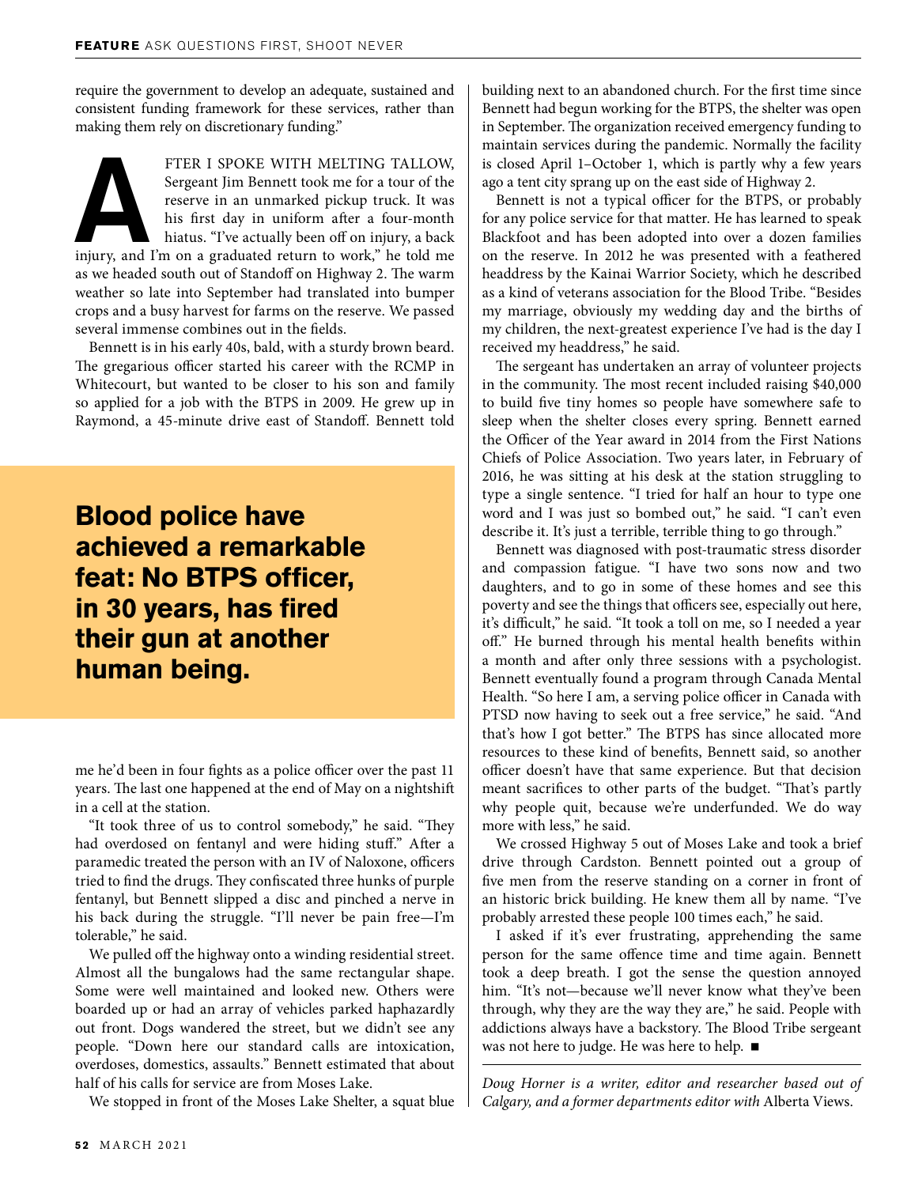require the government to develop an adequate, sustained and consistent funding framework for these services, rather than making them rely on discretionary funding."

AFTER I SPOKE WITH MELTING TALLOW, Sergeant Jim Bennett took me for a tour of the reserve in an unmarked pickup truck. It was his first day in uniform after a four-month hiatus. "I've actually been off on injury, a back injury, and I'm on a graduated return to work," he told me as we headed south out of Standoff on Highway 2. The warm weather so late into September had translated into bumper crops and a busy harvest for farms on the reserve. We passed several immense combines out in the fields.

Bennett is in his early 40s, bald, with a sturdy brown beard. The gregarious officer started his career with the RCMP in Whitecourt, but wanted to be closer to his son and family so applied for a job with the BTPS in 2009. He grew up in Raymond, a 45-minute drive east of Standoff. Bennett told me he'd been in four fights as a police officer over the past 11 years. The last one happened at the end of May on a nightshift in a cell at the station.

**Blood police have achieved a remarkable feat: No BTPS officer, in 30 years, has fired their gun at another human being.**

"It took three of us to control somebody," he said. "They had overdosed on fentanyl and were hiding stuff." After a paramedic treated the person with an IV of Naloxone, officers tried to find the drugs. They confiscated three hunks of purple fentanyl, but Bennett slipped a disc and pinched a nerve in his back during the struggle. "I'll never be pain free—I'm tolerable," he said.

We pulled off the highway onto a winding residential street. Almost all the bungalows had the same rectangular shape. Some were well maintained and looked new. Others were boarded up or had an array of vehicles parked haphazardly out front. Dogs wandered the street, but we didn't see any people. "Down here our standard calls are intoxication, overdoses, domestics, assaults." Bennett estimated that about half of his calls for service are from Moses Lake.

We stopped in front of the Moses Lake Shelter, a squat blue building next to an abandoned church. For the first time since Bennett had begun working for the BTPS, the shelter was open in September. The organization received emergency funding to maintain services during the pandemic. Normally the facility is closed April 1–October 1, which is partly why a few years ago a tent city sprang up on the east side of Highway 2.

Bennett is not a typical officer for the BTPS, or probably for any police service for that matter. He has learned to speak Blackfoot and has been adopted into over a dozen families on the reserve. In 2012 he was presented with a feathered headdress by the Kainai Warrior Society, which he described as a kind of veterans association for the Blood Tribe. "Besides my marriage, obviously my wedding day and the births of my children, the next-greatest experience I've had is the day I received my headdress," he said.

The sergeant has undertaken an array of volunteer projects in the community. The most recent included raising $40,000 to build five tiny homes so people have somewhere safe to sleep when the shelter closes every spring. Bennett earned the Officer of the Year award in 2014 from the First Nations Chiefs of Police Association. Two years later, in February of 2016, he was sitting at his desk at the station struggling to type a single sentence. "I tried for half an hour to type one word and I was just so bombed out," he said. "I can't even describe it. It's just a terrible, terrible thing to go through."

Bennett was diagnosed with post-traumatic stress disorder and compassion fatigue. "I have two sons now and two daughters, and to go in some of these homes and see this poverty and see the things that officers see, especially out here, it's difficult," he said. "It took a toll on me, so I needed a year off." He burned through his mental health benefits within a month and after only three sessions with a psychologist. Bennett eventually found a program through Canada Mental Health. "So here I am, a serving police officer in Canada with PTSD now having to seek out a free service," he said. "And that's how I got better." The BTPS has since allocated more resources to these kind of benefits, Bennett said, so another officer doesn't have that same experience. But that decision meant sacrifices to other parts of the budget. "That's partly why people quit, because we're underfunded. We do way more with less," he said.

We crossed Highway 5 out of Moses Lake and took a brief drive through Cardston. Bennett pointed out a group of five men from the reserve standing on a corner in front of an historic brick building. He knew them all by name. "I've probably arrested these people 100 times each," he said.

I asked if it's ever frustrating, apprehending the same person for the same offence time and time again. Bennett took a deep breath. I got the sense the question annoyed him. "It's not—because we'll never know what they've been through, why they are the way they are," he said. People with addictions always have a backstory. The Blood Tribe sergeant was not here to judge. He was here to help. ■

---

*Doug Horner is a writer, editor and researcher based out of Calgary, and a former departments editor with* Alberta Views.